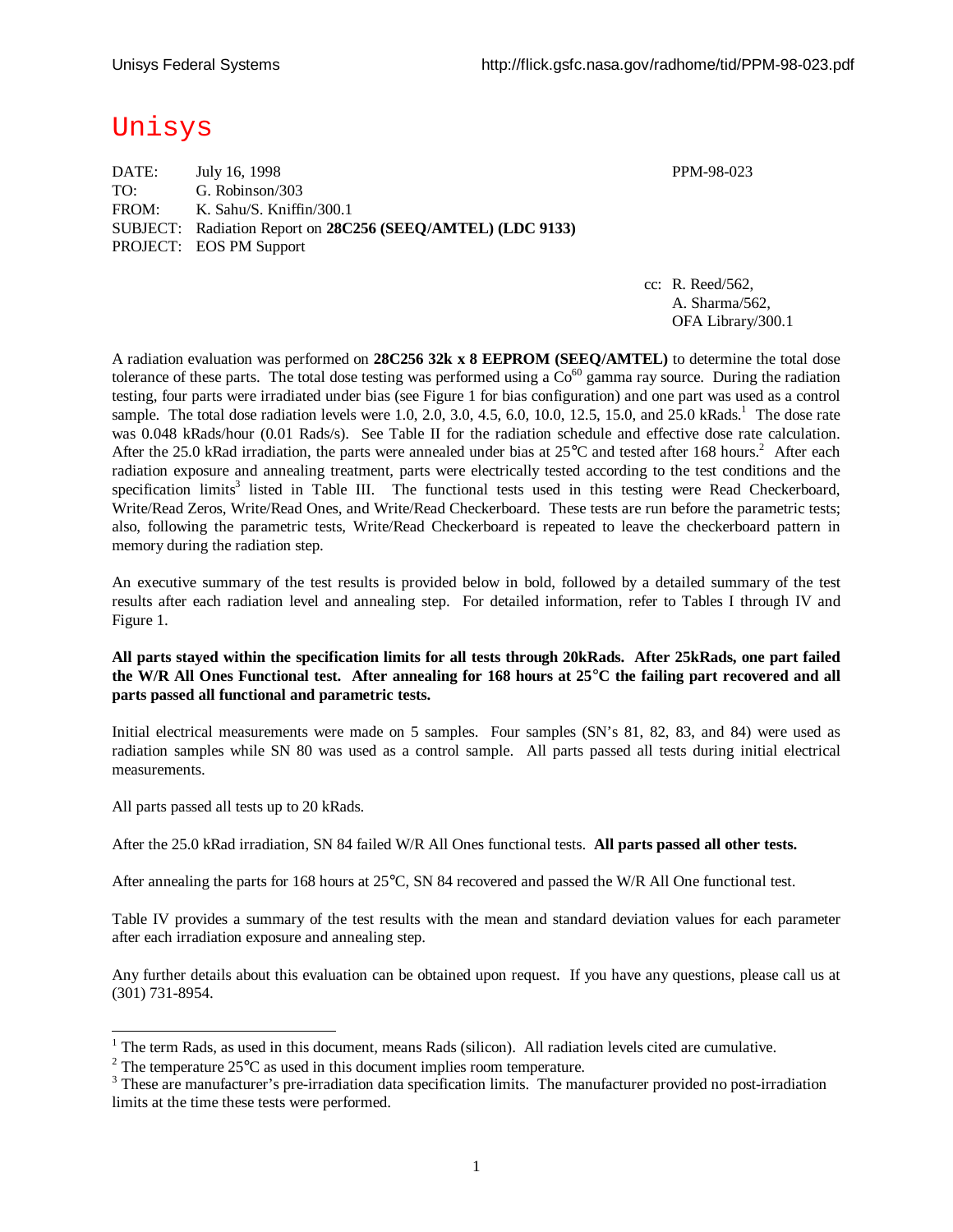# Unisys

| | | |
|---|---|---|
| DATE: | July 16, 1998 | PPM-98-023 |
| TO: | G. Robinson/303 | |
| FROM: | K. Sahu/S. Kniffin/300.1 | |
| SUBJECT: | Radiation Report on **28C256 (SEEQ/AMTEL) (LDC 9133)** | |
| PROJECT: | EOS PM Support | |

cc: R. Reed/562,
A. Sharma/562,
OFA Library/300.1

A radiation evaluation was performed on **28C256 32k x 8 EEPROM (SEEQ/AMTEL)** to determine the total dose tolerance of these parts. The total dose testing was performed using a $Co^{60}$ gamma ray source. During the radiation testing, four parts were irradiated under bias (see Figure 1 for bias configuration) and one part was used as a control sample. The total dose radiation levels were 1.0, 2.0, 3.0, 4.5, 6.0, 10.0, 12.5, 15.0, and 25.0 kRads.[1] The dose rate was 0.048 kRads/hour (0.01 Rads/s). See Table II for the radiation schedule and effective dose rate calculation. After the 25.0 kRad irradiation, the parts were annealed under bias at 25°C and tested after 168 hours.[2] After each radiation exposure and annealing treatment, parts were electrically tested according to the test conditions and the specification limits[3] listed in Table III. The functional tests used in this testing were Read Checkerboard, Write/Read Zeros, Write/Read Ones, and Write/Read Checkerboard. These tests are run before the parametric tests; also, following the parametric tests, Write/Read Checkerboard is repeated to leave the checkerboard pattern in memory during the radiation step.

An executive summary of the test results is provided below in bold, followed by a detailed summary of the test results after each radiation level and annealing step. For detailed information, refer to Tables I through IV and Figure 1.

**All parts stayed within the specification limits for all tests through 20kRads. After 25kRads, one part failed the W/R All Ones Functional test. After annealing for 168 hours at 25°C the failing part recovered and all parts passed all functional and parametric tests.**

Initial electrical measurements were made on 5 samples. Four samples (SN's 81, 82, 83, and 84) were used as radiation samples while SN 80 was used as a control sample. All parts passed all tests during initial electrical measurements.

All parts passed all tests up to 20 kRads.

After the 25.0 kRad irradiation, SN 84 failed W/R All Ones functional tests. **All parts passed all other tests.**

After annealing the parts for 168 hours at 25°C, SN 84 recovered and passed the W/R All One functional test.

Table IV provides a summary of the test results with the mean and standard deviation values for each parameter after each irradiation exposure and annealing step.

Any further details about this evaluation can be obtained upon request. If you have any questions, please call us at (301) 731-8954.

---

[1] The term Rads, as used in this document, means Rads (silicon). All radiation levels cited are cumulative.

[2] The temperature 25°C as used in this document implies room temperature.

[3] These are manufacturer's pre-irradiation data specification limits. The manufacturer provided no post-irradiation limits at the time these tests were performed.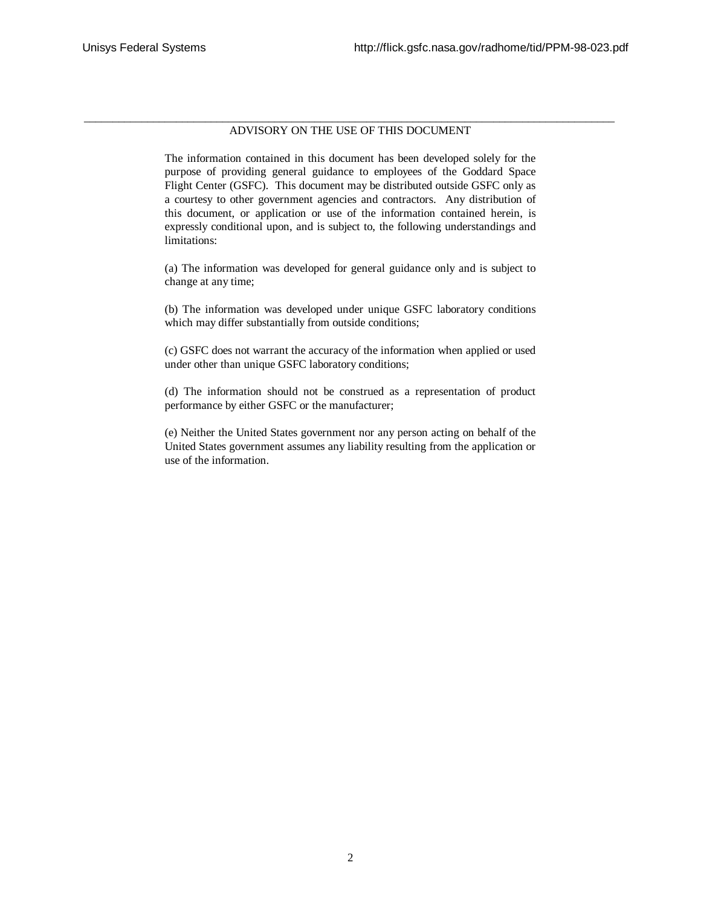## ADVISORY ON THE USE OF THIS DOCUMENT

The information contained in this document has been developed solely for the purpose of providing general guidance to employees of the Goddard Space Flight Center (GSFC). This document may be distributed outside GSFC only as a courtesy to other government agencies and contractors. Any distribution of this document, or application or use of the information contained herein, is expressly conditional upon, and is subject to, the following understandings and limitations:

(a) The information was developed for general guidance only and is subject to change at any time;

(b) The information was developed under unique GSFC laboratory conditions which may differ substantially from outside conditions;

(c) GSFC does not warrant the accuracy of the information when applied or used under other than unique GSFC laboratory conditions;

(d) The information should not be construed as a representation of product performance by either GSFC or the manufacturer;

(e) Neither the United States government nor any person acting on behalf of the United States government assumes any liability resulting from the application or use of the information.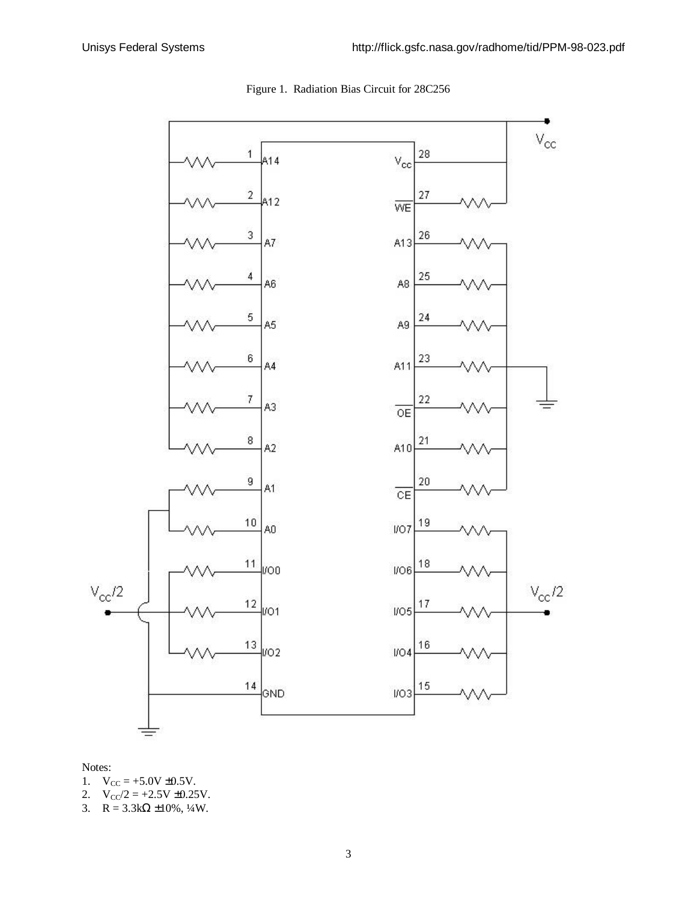Figure 1. Radiation Bias Circuit for 28C256

Notes:

1. $V_{CC}$ = +5.0V ±0.5V.
2. $V_{CC}/2$ = +2.5V ±0.25V.
3. R = 3.3kΩ ±10%, ¼W.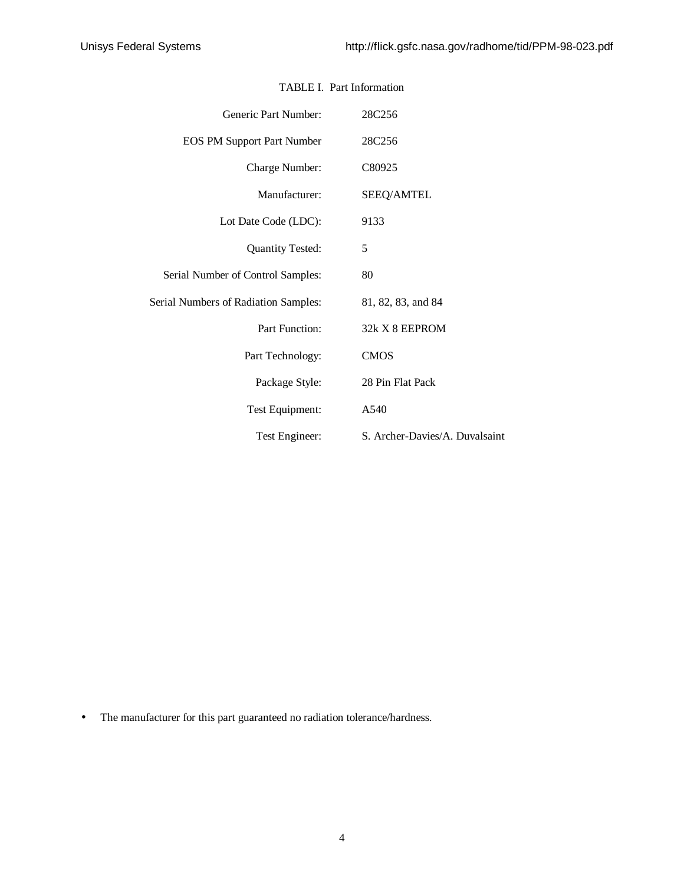TABLE I. Part Information

| | |
|---|---|
| Generic Part Number: | 28C256 |
| EOS PM Support Part Number | 28C256 |
| Charge Number: | C80925 |
| Manufacturer: | SEEQ/AMTEL |
| Lot Date Code (LDC): | 9133 |
| Quantity Tested: | 5 |
| Serial Number of Control Samples: | 80 |
| Serial Numbers of Radiation Samples: | 81, 82, 83, and 84 |
| Part Function: | 32k X 8 EEPROM |
| Part Technology: | CMOS |
| Package Style: | 28 Pin Flat Pack |
| Test Equipment: | A540 |
| Test Engineer: | S. Archer-Davies/A. Duvalsaint |

- The manufacturer for this part guaranteed no radiation tolerance/hardness.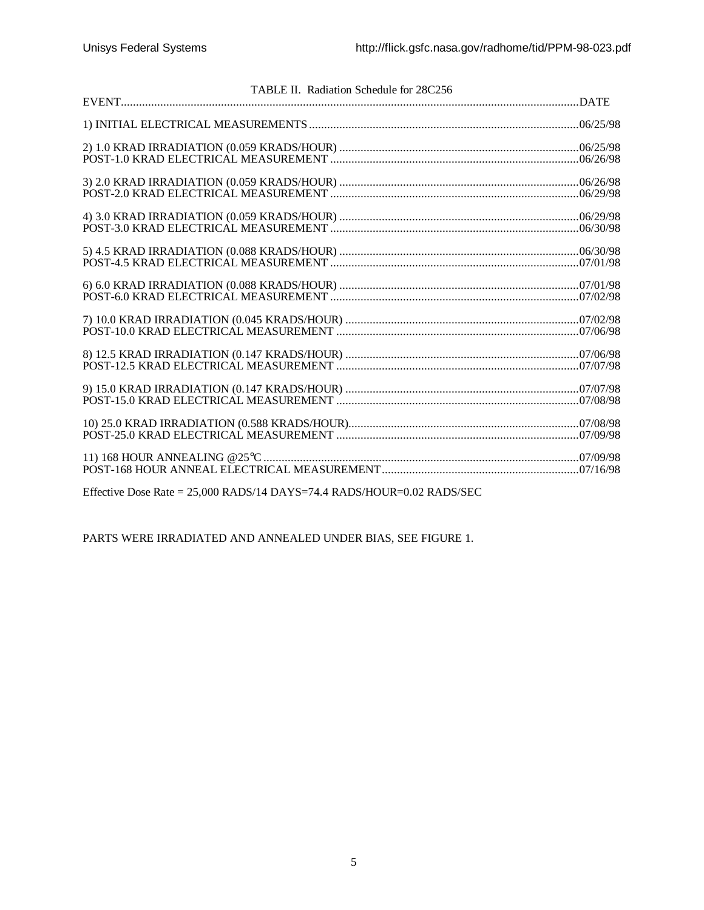TABLE II. Radiation Schedule for 28C256

| EVENT | DATE |
|---|---|
| 1) INITIAL ELECTRICAL MEASUREMENTS | 06/25/98 |
| 2) 1.0 KRAD IRRADIATION (0.059 KRADS/HOUR) | 06/25/98 |
| POST-1.0 KRAD ELECTRICAL MEASUREMENT | 06/26/98 |
| 3) 2.0 KRAD IRRADIATION (0.059 KRADS/HOUR) | 06/26/98 |
| POST-2.0 KRAD ELECTRICAL MEASUREMENT | 06/29/98 |
| 4) 3.0 KRAD IRRADIATION (0.059 KRADS/HOUR) | 06/29/98 |
| POST-3.0 KRAD ELECTRICAL MEASUREMENT | 06/30/98 |
| 5) 4.5 KRAD IRRADIATION (0.088 KRADS/HOUR) | 06/30/98 |
| POST-4.5 KRAD ELECTRICAL MEASUREMENT | 07/01/98 |
| 6) 6.0 KRAD IRRADIATION (0.088 KRADS/HOUR) | 07/01/98 |
| POST-6.0 KRAD ELECTRICAL MEASUREMENT | 07/02/98 |
| 7) 10.0 KRAD IRRADIATION (0.045 KRADS/HOUR) | 07/02/98 |
| POST-10.0 KRAD ELECTRICAL MEASUREMENT | 07/06/98 |
| 8) 12.5 KRAD IRRADIATION (0.147 KRADS/HOUR) | 07/06/98 |
| POST-12.5 KRAD ELECTRICAL MEASUREMENT | 07/07/98 |
| 9) 15.0 KRAD IRRADIATION (0.147 KRADS/HOUR) | 07/07/98 |
| POST-15.0 KRAD ELECTRICAL MEASUREMENT | 07/08/98 |
| 10) 25.0 KRAD IRRADIATION (0.588 KRADS/HOUR) | 07/08/98 |
| POST-25.0 KRAD ELECTRICAL MEASUREMENT | 07/09/98 |
| 11) 168 HOUR ANNEALING @25°C | 07/09/98 |
| POST-168 HOUR ANNEAL ELECTRICAL MEASUREMENT | 07/16/98 |

Effective Dose Rate = 25,000 RADS/14 DAYS=74.4 RADS/HOUR=0.02 RADS/SEC

PARTS WERE IRRADIATED AND ANNEALED UNDER BIAS, SEE FIGURE 1.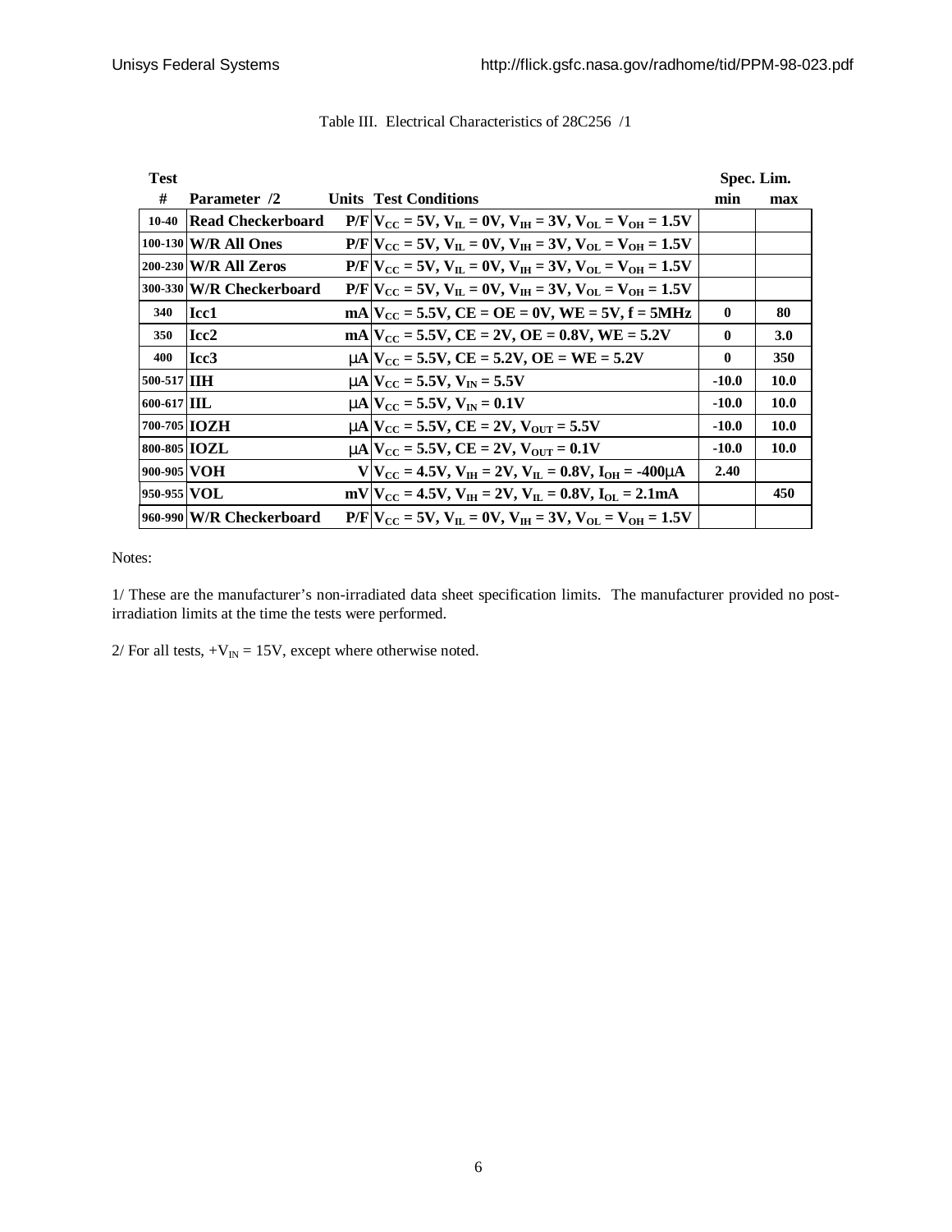Table III. Electrical Characteristics of 28C256 /1

| Test # | Parameter /2 | Units | Test Conditions | Spec. Lim. min | Spec. Lim. max |
|---|---|---|---|---|---|
| 10-40 | Read Checkerboard | P/F | $V_{CC}$ = 5V, $V_{IL}$ = 0V, $V_{IH}$ = 3V, $V_{OL}$ = $V_{OH}$ = 1.5V | | |
| 100-130 | W/R All Ones | P/F | $V_{CC}$ = 5V, $V_{IL}$ = 0V, $V_{IH}$ = 3V, $V_{OL}$ = $V_{OH}$ = 1.5V | | |
| 200-230 | W/R All Zeros | P/F | $V_{CC}$ = 5V, $V_{IL}$ = 0V, $V_{IH}$ = 3V, $V_{OL}$ = $V_{OH}$ = 1.5V | | |
| 300-330 | W/R Checkerboard | P/F | $V_{CC}$ = 5V, $V_{IL}$ = 0V, $V_{IH}$ = 3V, $V_{OL}$ = $V_{OH}$ = 1.5V | | |
| 340 | Icc1 | mA | $V_{CC}$ = 5.5V, CE = OE = 0V, WE = 5V, f = 5MHz | 0 | 80 |
| 350 | Icc2 | mA | $V_{CC}$ = 5.5V, CE = 2V, OE = 0.8V, WE = 5.2V | 0 | 3.0 |
| 400 | Icc3 | μA | $V_{CC}$ = 5.5V, CE = 5.2V, OE = WE = 5.2V | 0 | 350 |
| 500-517 | IIH | μA | $V_{CC}$ = 5.5V, $V_{IN}$ = 5.5V | -10.0 | 10.0 |
| 600-617 | IIL | μA | $V_{CC}$ = 5.5V, $V_{IN}$ = 0.1V | -10.0 | 10.0 |
| 700-705 | IOZH | μA | $V_{CC}$ = 5.5V, CE = 2V, $V_{OUT}$ = 5.5V | -10.0 | 10.0 |
| 800-805 | IOZL | μA | $V_{CC}$ = 5.5V, CE = 2V, $V_{OUT}$ = 0.1V | -10.0 | 10.0 |
| 900-905 | VOH | V | $V_{CC}$ = 4.5V, $V_{IH}$ = 2V, $V_{IL}$ = 0.8V, $I_{OH}$ = -400μA | 2.40 | |
| 950-955 | VOL | mV | $V_{CC}$ = 4.5V, $V_{IH}$ = 2V, $V_{IL}$ = 0.8V, $I_{OL}$ = 2.1mA | | 450 |
| 960-990 | W/R Checkerboard | P/F | $V_{CC}$ = 5V, $V_{IL}$ = 0V, $V_{IH}$ = 3V, $V_{OL}$ = $V_{OH}$ = 1.5V | | |

Notes:

1/ These are the manufacturer's non-irradiated data sheet specification limits. The manufacturer provided no post-irradiation limits at the time the tests were performed.

2/ For all tests, $+V_{IN}$ = 15V, except where otherwise noted.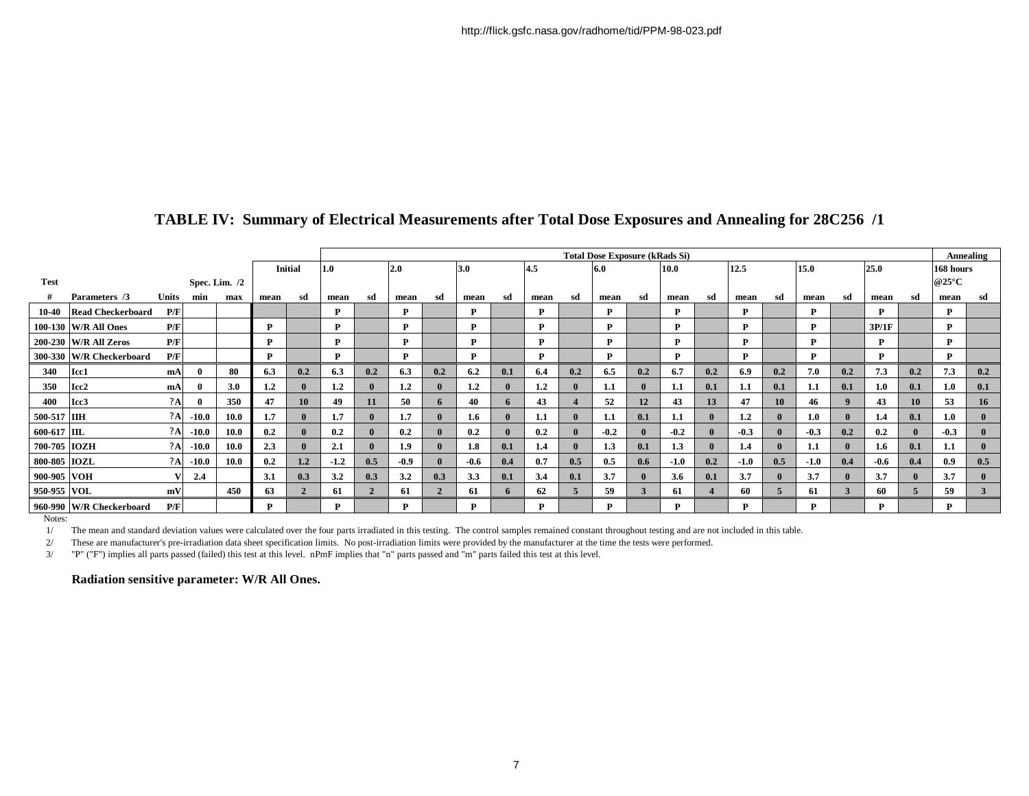http://flick.gsfc.nasa.gov/radhome/tid/PPM-98-023.pdf

## TABLE IV: Summary of Electrical Measurements after Total Dose Exposures and Annealing for 28C256 /1

| | | | | | | | Total Dose Exposure (kRads Si) | | | | | | | | | | | | | | | | | | | | Annealing | |
|---|---|---|---|---|---|---|---|---|---|---|---|---|---|---|---|---|---|---|---|---|---|---|---|---|---|---|---|---|
| | | | | | Initial | | 1.0 | | 2.0 | | 3.0 | | 4.5 | | 6.0 | | 10.0 | | 12.5 | | 15.0 | | 25.0 | | | | 168 hours @25°C | |
| Test # | Parameters /3 | Units | Spec. Lim. /2 min | max | mean | sd | mean | sd | mean | sd | mean | sd | mean | sd | mean | sd | mean | sd | mean | sd | mean | sd | mean | sd | | | mean | sd |
| 10-40 | Read Checkerboard | P/F | | | | | P | | P | | P | | P | | P | | P | | P | | P | | P | | | | P | |
| 100-130 | W/R All Ones | P/F | | | P | | P | | P | | P | | P | | P | | P | | P | | P | | 3P/1F | | | | P | |
| 200-230 | W/R All Zeros | P/F | | | P | | P | | P | | P | | P | | P | | P | | P | | P | | P | | | | P | |
| 300-330 | W/R Checkerboard | P/F | | | P | | P | | P | | P | | P | | P | | P | | P | | P | | P | | | | P | |
| 340 | Icc1 | mA | 0 | 80 | 6.3 | 0.2 | 6.3 | 0.2 | 6.3 | 0.2 | 6.2 | 0.1 | 6.4 | 0.2 | 6.5 | 0.2 | 6.7 | 0.2 | 6.9 | 0.2 | 7.0 | 0.2 | 7.3 | 0.2 | | | 7.3 | 0.2 |
| 350 | Icc2 | mA | 0 | 3.0 | 1.2 | 0 | 1.2 | 0 | 1.2 | 0 | 1.2 | 0 | 1.2 | 0 | 1.1 | 0 | 1.1 | 0.1 | 1.1 | 0.1 | 1.1 | 0.1 | 1.0 | 0.1 | | | 1.0 | 0.1 |
| 400 | Icc3 | ?A | 0 | 350 | 47 | 10 | 49 | 11 | 50 | 6 | 40 | 6 | 43 | 4 | 52 | 12 | 43 | 13 | 47 | 10 | 46 | 9 | 43 | 10 | | | 53 | 16 |
| 500-517 | IIH | ?A | -10.0 | 10.0 | 1.7 | 0 | 1.7 | 0 | 1.7 | 0 | 1.6 | 0 | 1.1 | 0 | 1.1 | 0.1 | 1.1 | 0 | 1.2 | 0 | 1.0 | 0 | 1.4 | 0.1 | | | 1.0 | 0 |
| 600-617 | IIL | ?A | -10.0 | 10.0 | 0.2 | 0 | 0.2 | 0 | 0.2 | 0 | 0.2 | 0 | 0.2 | 0 | -0.2 | 0 | -0.2 | 0 | -0.3 | 0 | -0.3 | 0.2 | 0.2 | 0 | | | -0.3 | 0 |
| 700-705 | IOZH | ?A | -10.0 | 10.0 | 2.3 | 0 | 2.1 | 0 | 1.9 | 0 | 1.8 | 0.1 | 1.4 | 0 | 1.3 | 0.1 | 1.3 | 0 | 1.4 | 0 | 1.1 | 0 | 1.6 | 0.1 | | | 1.1 | 0 |
| 800-805 | IOZL | ?A | -10.0 | 10.0 | 0.2 | 1.2 | -1.2 | 0.5 | -0.9 | 0 | -0.6 | 0.4 | 0.7 | 0.5 | 0.5 | 0.6 | -1.0 | 0.2 | -1.0 | 0.5 | -1.0 | 0.4 | -0.6 | 0.4 | | | 0.9 | 0.5 |
| 900-905 | VOH | V | 2.4 | | 3.1 | 0.3 | 3.2 | 0.3 | 3.2 | 0.3 | 3.3 | 0.1 | 3.4 | 0.1 | 3.7 | 0 | 3.6 | 0.1 | 3.7 | 0 | 3.7 | 0 | 3.7 | 0 | | | 3.7 | 0 |
| 950-955 | VOL | mV | | 450 | 63 | 2 | 61 | 2 | 61 | 2 | 61 | 6 | 62 | 5 | 59 | 3 | 61 | 4 | 60 | 5 | 61 | 3 | 60 | 5 | | | 59 | 3 |
| 960-990 | W/R Checkerboard | P/F | | | P | | P | | P | | P | | P | | P | | P | | P | | P | | P | | | | P | |

Notes:

1/ The mean and standard deviation values were calculated over the four parts irradiated in this testing. The control samples remained constant throughout testing and are not included in this table.

2/ These are manufacturer's pre-irradiation data sheet specification limits. No post-irradiation limits were provided by the manufacturer at the time the tests were performed.

3/ "P" ("F") implies all parts passed (failed) this test at this level. nPmF implies that "n" parts passed and "m" parts failed this test at this level.

**Radiation sensitive parameter: W/R All Ones.**